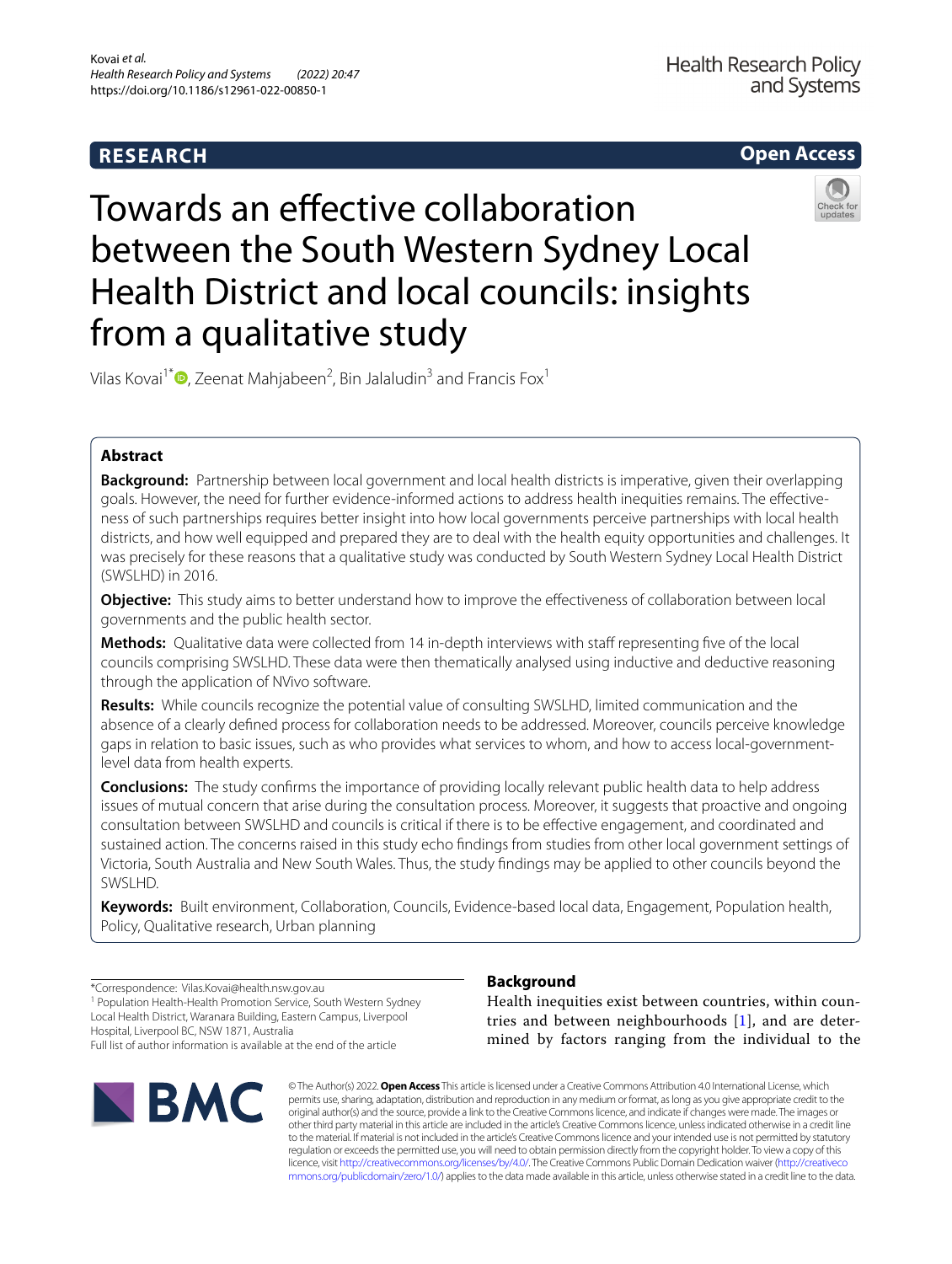RESEARCH

Open Access

# Towards an effective collaboration between the South Western Sydney Local Health District and local councils: insights from a qualitative study

Vilas Kovai[1*], Zeenat Mahjabeen[2], Bin Jalaludin[3] and Francis Fox[1]

## Abstract

**Background:** Partnership between local government and local health districts is imperative, given their overlapping goals. However, the need for further evidence-informed actions to address health inequities remains. The effectiveness of such partnerships requires better insight into how local governments perceive partnerships with local health districts, and how well equipped and prepared they are to deal with the health equity opportunities and challenges. It was precisely for these reasons that a qualitative study was conducted by South Western Sydney Local Health District (SWSLHD) in 2016.

**Objective:** This study aims to better understand how to improve the effectiveness of collaboration between local governments and the public health sector.

**Methods:** Qualitative data were collected from 14 in-depth interviews with staff representing five of the local councils comprising SWSLHD. These data were then thematically analysed using inductive and deductive reasoning through the application of NVivo software.

**Results:** While councils recognize the potential value of consulting SWSLHD, limited communication and the absence of a clearly defined process for collaboration needs to be addressed. Moreover, councils perceive knowledge gaps in relation to basic issues, such as who provides what services to whom, and how to access local-government-level data from health experts.

**Conclusions:** The study confirms the importance of providing locally relevant public health data to help address issues of mutual concern that arise during the consultation process. Moreover, it suggests that proactive and ongoing consultation between SWSLHD and councils is critical if there is to be effective engagement, and coordinated and sustained action. The concerns raised in this study echo findings from studies from other local government settings of Victoria, South Australia and New South Wales. Thus, the study findings may be applied to other councils beyond the SWSLHD.

**Keywords:** Built environment, Collaboration, Councils, Evidence-based local data, Engagement, Population health, Policy, Qualitative research, Urban planning

*Correspondence: Vilas.Kovai@health.nsw.gov.au
[1] Population Health-Health Promotion Service, South Western Sydney Local Health District, Waranara Building, Eastern Campus, Liverpool Hospital, Liverpool BC, NSW 1871, Australia
Full list of author information is available at the end of the article

## Background

Health inequities exist between countries, within countries and between neighbourhoods [1], and are determined by factors ranging from the individual to the

© The Author(s) 2022. **Open Access** This article is licensed under a Creative Commons Attribution 4.0 International License, which permits use, sharing, adaptation, distribution and reproduction in any medium or format, as long as you give appropriate credit to the original author(s) and the source, provide a link to the Creative Commons licence, and indicate if changes were made. The images or other third party material in this article are included in the article's Creative Commons licence, unless indicated otherwise in a credit line to the material. If material is not included in the article's Creative Commons licence and your intended use is not permitted by statutory regulation or exceeds the permitted use, you will need to obtain permission directly from the copyright holder. To view a copy of this licence, visit http://creativecommons.org/licenses/by/4.0/. The Creative Commons Public Domain Dedication waiver (http://creativecommons.org/publicdomain/zero/1.0/) applies to the data made available in this article, unless otherwise stated in a credit line to the data.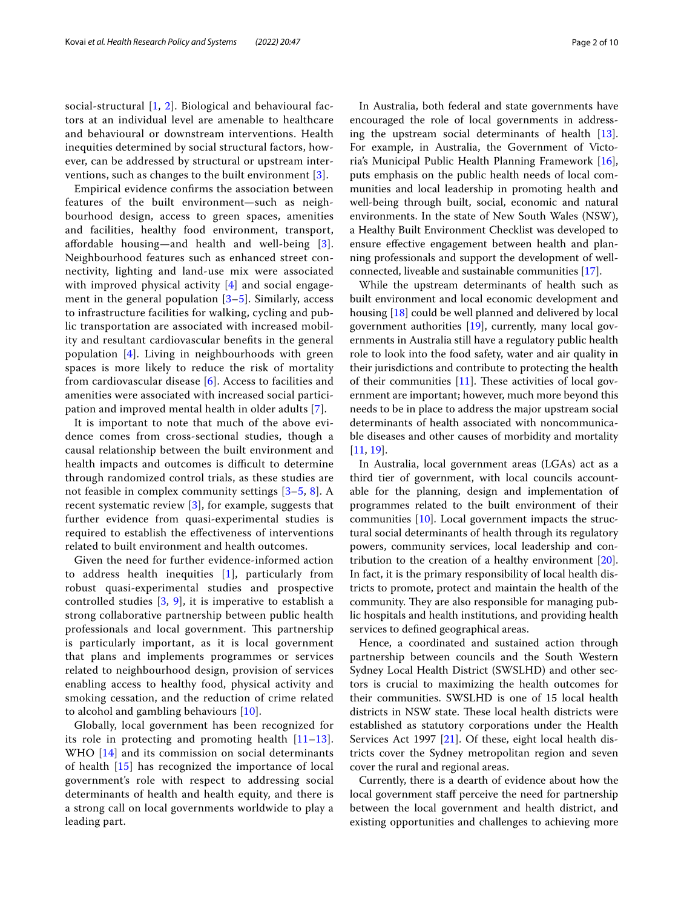social-structural [1, 2]. Biological and behavioural factors at an individual level are amenable to healthcare and behavioural or downstream interventions. Health inequities determined by social structural factors, however, can be addressed by structural or upstream interventions, such as changes to the built environment [3].

Empirical evidence confirms the association between features of the built environment—such as neighbourhood design, access to green spaces, amenities and facilities, healthy food environment, transport, affordable housing—and health and well-being [3]. Neighbourhood features such as enhanced street connectivity, lighting and land-use mix were associated with improved physical activity [4] and social engagement in the general population [3–5]. Similarly, access to infrastructure facilities for walking, cycling and public transportation are associated with increased mobility and resultant cardiovascular benefits in the general population [4]. Living in neighbourhoods with green spaces is more likely to reduce the risk of mortality from cardiovascular disease [6]. Access to facilities and amenities were associated with increased social participation and improved mental health in older adults [7].

It is important to note that much of the above evidence comes from cross-sectional studies, though a causal relationship between the built environment and health impacts and outcomes is difficult to determine through randomized control trials, as these studies are not feasible in complex community settings [3–5, 8]. A recent systematic review [3], for example, suggests that further evidence from quasi-experimental studies is required to establish the effectiveness of interventions related to built environment and health outcomes.

Given the need for further evidence-informed action to address health inequities [1], particularly from robust quasi-experimental studies and prospective controlled studies [3, 9], it is imperative to establish a strong collaborative partnership between public health professionals and local government. This partnership is particularly important, as it is local government that plans and implements programmes or services related to neighbourhood design, provision of services enabling access to healthy food, physical activity and smoking cessation, and the reduction of crime related to alcohol and gambling behaviours [10].

Globally, local government has been recognized for its role in protecting and promoting health [11–13]. WHO [14] and its commission on social determinants of health [15] has recognized the importance of local government's role with respect to addressing social determinants of health and health equity, and there is a strong call on local governments worldwide to play a leading part.

In Australia, both federal and state governments have encouraged the role of local governments in addressing the upstream social determinants of health [13]. For example, in Australia, the Government of Victoria's Municipal Public Health Planning Framework [16], puts emphasis on the public health needs of local communities and local leadership in promoting health and well-being through built, social, economic and natural environments. In the state of New South Wales (NSW), a Healthy Built Environment Checklist was developed to ensure effective engagement between health and planning professionals and support the development of well-connected, liveable and sustainable communities [17].

While the upstream determinants of health such as built environment and local economic development and housing [18] could be well planned and delivered by local government authorities [19], currently, many local governments in Australia still have a regulatory public health role to look into the food safety, water and air quality in their jurisdictions and contribute to protecting the health of their communities [11]. These activities of local government are important; however, much more beyond this needs to be in place to address the major upstream social determinants of health associated with noncommunicable diseases and other causes of morbidity and mortality [11, 19].

In Australia, local government areas (LGAs) act as a third tier of government, with local councils accountable for the planning, design and implementation of programmes related to the built environment of their communities [10]. Local government impacts the structural social determinants of health through its regulatory powers, community services, local leadership and contribution to the creation of a healthy environment [20]. In fact, it is the primary responsibility of local health districts to promote, protect and maintain the health of the community. They are also responsible for managing public hospitals and health institutions, and providing health services to defined geographical areas.

Hence, a coordinated and sustained action through partnership between councils and the South Western Sydney Local Health District (SWSLHD) and other sectors is crucial to maximizing the health outcomes for their communities. SWSLHD is one of 15 local health districts in NSW state. These local health districts were established as statutory corporations under the Health Services Act 1997 [21]. Of these, eight local health districts cover the Sydney metropolitan region and seven cover the rural and regional areas.

Currently, there is a dearth of evidence about how the local government staff perceive the need for partnership between the local government and health district, and existing opportunities and challenges to achieving more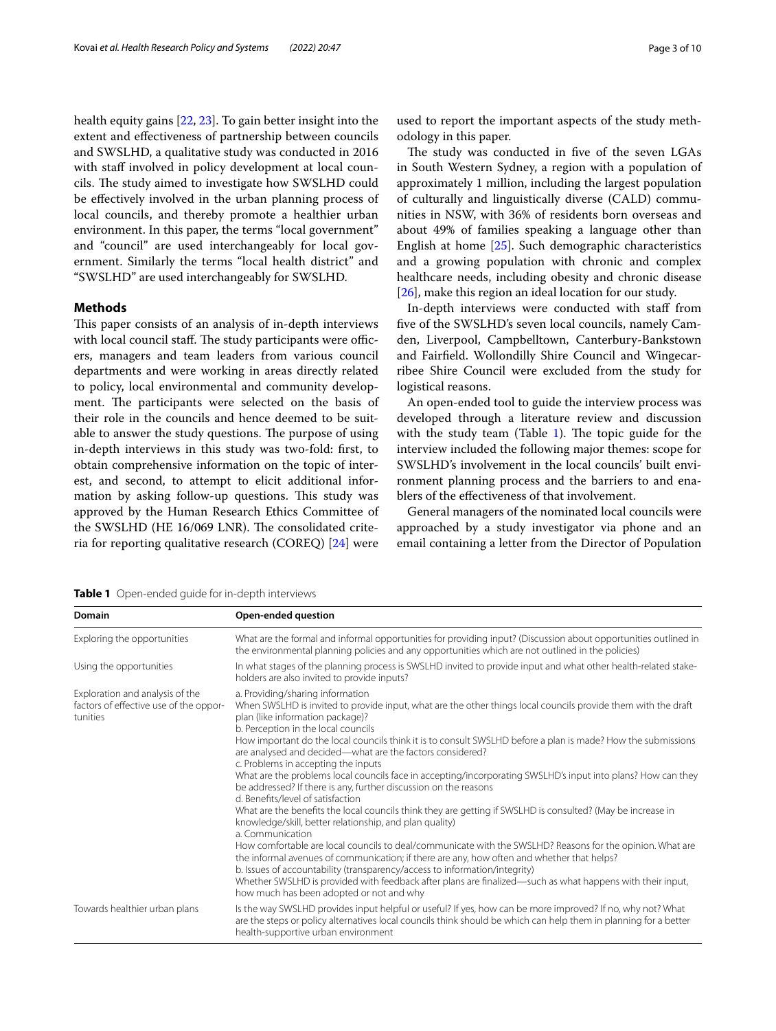health equity gains [22, 23]. To gain better insight into the extent and effectiveness of partnership between councils and SWSLHD, a qualitative study was conducted in 2016 with staff involved in policy development at local councils. The study aimed to investigate how SWSLHD could be effectively involved in the urban planning process of local councils, and thereby promote a healthier urban environment. In this paper, the terms "local government" and "council" are used interchangeably for local government. Similarly the terms "local health district" and "SWSLHD" are used interchangeably for SWSLHD.

## Methods

This paper consists of an analysis of in-depth interviews with local council staff. The study participants were officers, managers and team leaders from various council departments and were working in areas directly related to policy, local environmental and community development. The participants were selected on the basis of their role in the councils and hence deemed to be suitable to answer the study questions. The purpose of using in-depth interviews in this study was two-fold: first, to obtain comprehensive information on the topic of interest, and second, to attempt to elicit additional information by asking follow-up questions. This study was approved by the Human Research Ethics Committee of the SWSLHD (HE 16/069 LNR). The consolidated criteria for reporting qualitative research (COREQ) [24] were used to report the important aspects of the study methodology in this paper.

The study was conducted in five of the seven LGAs in South Western Sydney, a region with a population of approximately 1 million, including the largest population of culturally and linguistically diverse (CALD) communities in NSW, with 36% of residents born overseas and about 49% of families speaking a language other than English at home [25]. Such demographic characteristics and a growing population with chronic and complex healthcare needs, including obesity and chronic disease [26], make this region an ideal location for our study.

In-depth interviews were conducted with staff from five of the SWSLHD's seven local councils, namely Camden, Liverpool, Campbelltown, Canterbury-Bankstown and Fairfield. Wollondilly Shire Council and Wingecarribee Shire Council were excluded from the study for logistical reasons.

An open-ended tool to guide the interview process was developed through a literature review and discussion with the study team (Table 1). The topic guide for the interview included the following major themes: scope for SWSLHD's involvement in the local councils' built environment planning process and the barriers to and enablers of the effectiveness of that involvement.

General managers of the nominated local councils were approached by a study investigator via phone and an email containing a letter from the Director of Population

**Table 1** Open-ended guide for in-depth interviews

| Domain | Open-ended question |
| --- | --- |
| Exploring the opportunities | What are the formal and informal opportunities for providing input? (Discussion about opportunities outlined in the environmental planning policies and any opportunities which are not outlined in the policies) |
| Using the opportunities | In what stages of the planning process is SWSLHD invited to provide input and what other health-related stakeholders are also invited to provide inputs? |
| Exploration and analysis of the factors of effective use of the opportunities | a. Providing/sharing information<br>When SWSLHD is invited to provide input, what are the other things local councils provide them with the draft plan (like information package)?<br>b. Perception in the local councils<br>How important do the local councils think it is to consult SWSLHD before a plan is made? How the submissions are analysed and decided—what are the factors considered?<br>c. Problems in accepting the inputs<br>What are the problems local councils face in accepting/incorporating SWSLHD's input into plans? How can they be addressed? If there is any, further discussion on the reasons<br>d. Benefits/level of satisfaction<br>What are the benefits the local councils think they are getting if SWSLHD is consulted? (May be increase in knowledge/skill, better relationship, and plan quality)<br>a. Communication<br>How comfortable are local councils to deal/communicate with the SWSLHD? Reasons for the opinion. What are the informal avenues of communication; if there are any, how often and whether that helps?<br>b. Issues of accountability (transparency/access to information/integrity)<br>Whether SWSLHD is provided with feedback after plans are finalized—such as what happens with their input, how much has been adopted or not and why |
| Towards healthier urban plans | Is the way SWSLHD provides input helpful or useful? If yes, how can be more improved? If no, why not? What are the steps or policy alternatives local councils think should be which can help them in planning for a better health-supportive urban environment |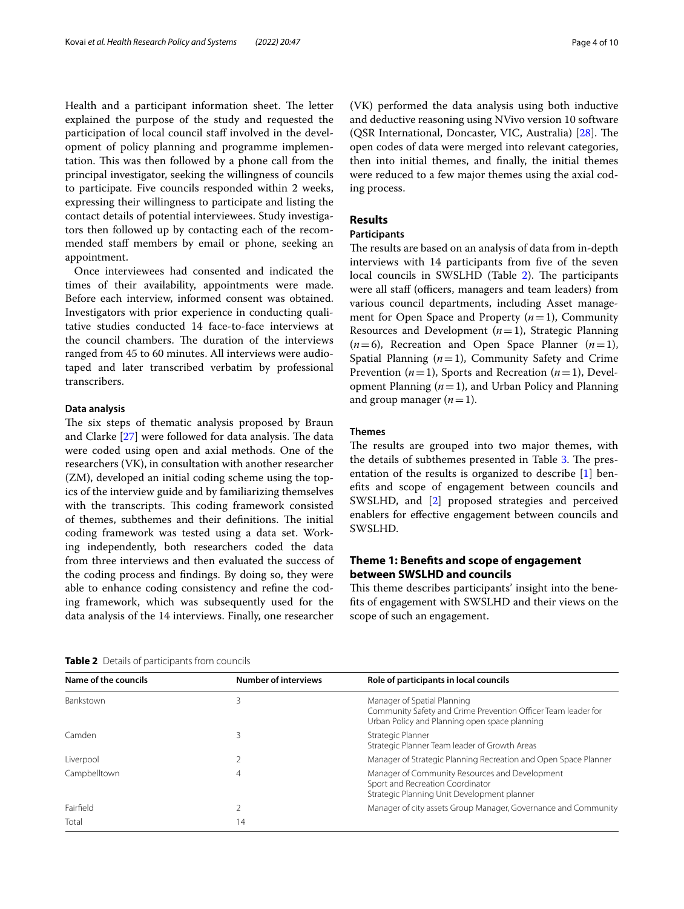Health and a participant information sheet. The letter explained the purpose of the study and requested the participation of local council staff involved in the development of policy planning and programme implementation. This was then followed by a phone call from the principal investigator, seeking the willingness of councils to participate. Five councils responded within 2 weeks, expressing their willingness to participate and listing the contact details of potential interviewees. Study investigators then followed up by contacting each of the recommended staff members by email or phone, seeking an appointment.

Once interviewees had consented and indicated the times of their availability, appointments were made. Before each interview, informed consent was obtained. Investigators with prior experience in conducting qualitative studies conducted 14 face-to-face interviews at the council chambers. The duration of the interviews ranged from 45 to 60 minutes. All interviews were audiotaped and later transcribed verbatim by professional transcribers.

### Data analysis

The six steps of thematic analysis proposed by Braun and Clarke [27] were followed for data analysis. The data were coded using open and axial methods. One of the researchers (VK), in consultation with another researcher (ZM), developed an initial coding scheme using the topics of the interview guide and by familiarizing themselves with the transcripts. This coding framework consisted of themes, subthemes and their definitions. The initial coding framework was tested using a data set. Working independently, both researchers coded the data from three interviews and then evaluated the success of the coding process and findings. By doing so, they were able to enhance coding consistency and refine the coding framework, which was subsequently used for the data analysis of the 14 interviews. Finally, one researcher (VK) performed the data analysis using both inductive and deductive reasoning using NVivo version 10 software (QSR International, Doncaster, VIC, Australia) [28]. The open codes of data were merged into relevant categories, then into initial themes, and finally, the initial themes were reduced to a few major themes using the axial coding process.

## Results

### Participants

The results are based on an analysis of data from in-depth interviews with 14 participants from five of the seven local councils in SWSLHD (Table 2). The participants were all staff (officers, managers and team leaders) from various council departments, including Asset management for Open Space and Property ($n=1$), Community Resources and Development ($n=1$), Strategic Planning ($n=6$), Recreation and Open Space Planner ($n=1$), Spatial Planning ($n=1$), Community Safety and Crime Prevention ($n=1$), Sports and Recreation ($n=1$), Development Planning ($n=1$), and Urban Policy and Planning and group manager ($n=1$).

### Themes

The results are grouped into two major themes, with the details of subthemes presented in Table 3. The presentation of the results is organized to describe [1] benefits and scope of engagement between councils and SWSLHD, and [2] proposed strategies and perceived enablers for effective engagement between councils and SWSLHD.

## Theme 1: Benefits and scope of engagement between SWSLHD and councils

This theme describes participants' insight into the benefits of engagement with SWSLHD and their views on the scope of such an engagement.

**Table 2** Details of participants from councils

| Name of the councils | Number of interviews | Role of participants in local councils |
|---|---|---|
| Bankstown | 3 | Manager of Spatial Planning<br>Community Safety and Crime Prevention Officer Team leader for Urban Policy and Planning open space planning |
| Camden | 3 | Strategic Planner<br>Strategic Planner Team leader of Growth Areas |
| Liverpool | 2 | Manager of Strategic Planning Recreation and Open Space Planner |
| Campbelltown | 4 | Manager of Community Resources and Development<br>Sport and Recreation Coordinator<br>Strategic Planning Unit Development planner |
| Fairfield | 2 | Manager of city assets Group Manager, Governance and Community |
| Total | 14 | |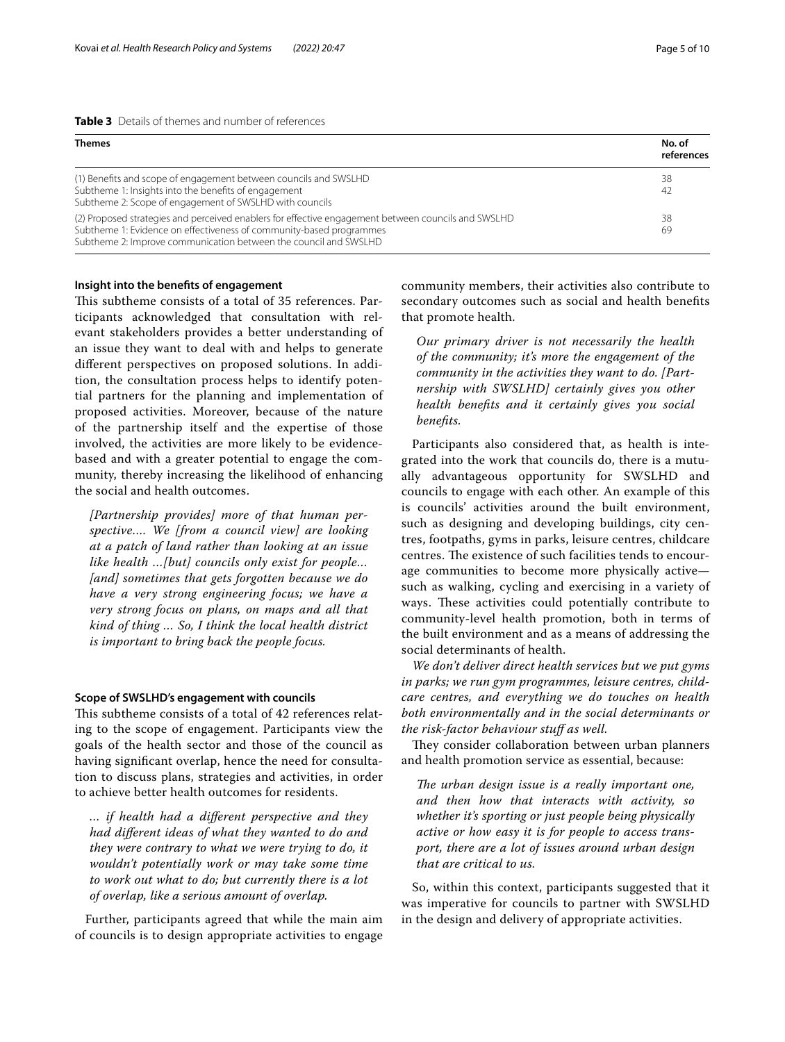**Table 3** Details of themes and number of references

| Themes | No. of references |
|---|---|
| (1) Benefits and scope of engagement between councils and SWSLHD | 38 |
| Subtheme 1: Insights into the benefits of engagement | 42 |
| Subtheme 2: Scope of engagement of SWSLHD with councils | |
| (2) Proposed strategies and perceived enablers for effective engagement between councils and SWSLHD | 38 |
| Subtheme 1: Evidence on effectiveness of community-based programmes | 69 |
| Subtheme 2: Improve communication between the council and SWSLHD | |

### Insight into the benefits of engagement

This subtheme consists of a total of 35 references. Participants acknowledged that consultation with relevant stakeholders provides a better understanding of an issue they want to deal with and helps to generate different perspectives on proposed solutions. In addition, the consultation process helps to identify potential partners for the planning and implementation of proposed activities. Moreover, because of the nature of the partnership itself and the expertise of those involved, the activities are more likely to be evidence-based and with a greater potential to engage the community, thereby increasing the likelihood of enhancing the social and health outcomes.

> *[Partnership provides] more of that human perspective.... We [from a council view] are looking at a patch of land rather than looking at an issue like health ...[but] councils only exist for people... [and] sometimes that gets forgotten because we do have a very strong engineering focus; we have a very strong focus on plans, on maps and all that kind of thing ... So, I think the local health district is important to bring back the people focus.*

### Scope of SWSLHD's engagement with councils

This subtheme consists of a total of 42 references relating to the scope of engagement. Participants view the goals of the health sector and those of the council as having significant overlap, hence the need for consultation to discuss plans, strategies and activities, in order to achieve better health outcomes for residents.

> *... if health had a different perspective and they had different ideas of what they wanted to do and they were contrary to what we were trying to do, it wouldn't potentially work or may take some time to work out what to do; but currently there is a lot of overlap, like a serious amount of overlap.*

Further, participants agreed that while the main aim of councils is to design appropriate activities to engage community members, their activities also contribute to secondary outcomes such as social and health benefits that promote health.

> *Our primary driver is not necessarily the health of the community; it's more the engagement of the community in the activities they want to do. [Partnership with SWSLHD] certainly gives you other health benefits and it certainly gives you social benefits.*

Participants also considered that, as health is integrated into the work that councils do, there is a mutually advantageous opportunity for SWSLHD and councils to engage with each other. An example of this is councils' activities around the built environment, such as designing and developing buildings, city centres, footpaths, gyms in parks, leisure centres, childcare centres. The existence of such facilities tends to encourage communities to become more physically active—such as walking, cycling and exercising in a variety of ways. These activities could potentially contribute to community-level health promotion, both in terms of the built environment and as a means of addressing the social determinants of health.

*We don't deliver direct health services but we put gyms in parks; we run gym programmes, leisure centres, childcare centres, and everything we do touches on health both environmentally and in the social determinants or the risk-factor behaviour stuff as well.*

They consider collaboration between urban planners and health promotion service as essential, because:

> *The urban design issue is a really important one, and then how that interacts with activity, so whether it's sporting or just people being physically active or how easy it is for people to access transport, there are a lot of issues around urban design that are critical to us.*

So, within this context, participants suggested that it was imperative for councils to partner with SWSLHD in the design and delivery of appropriate activities.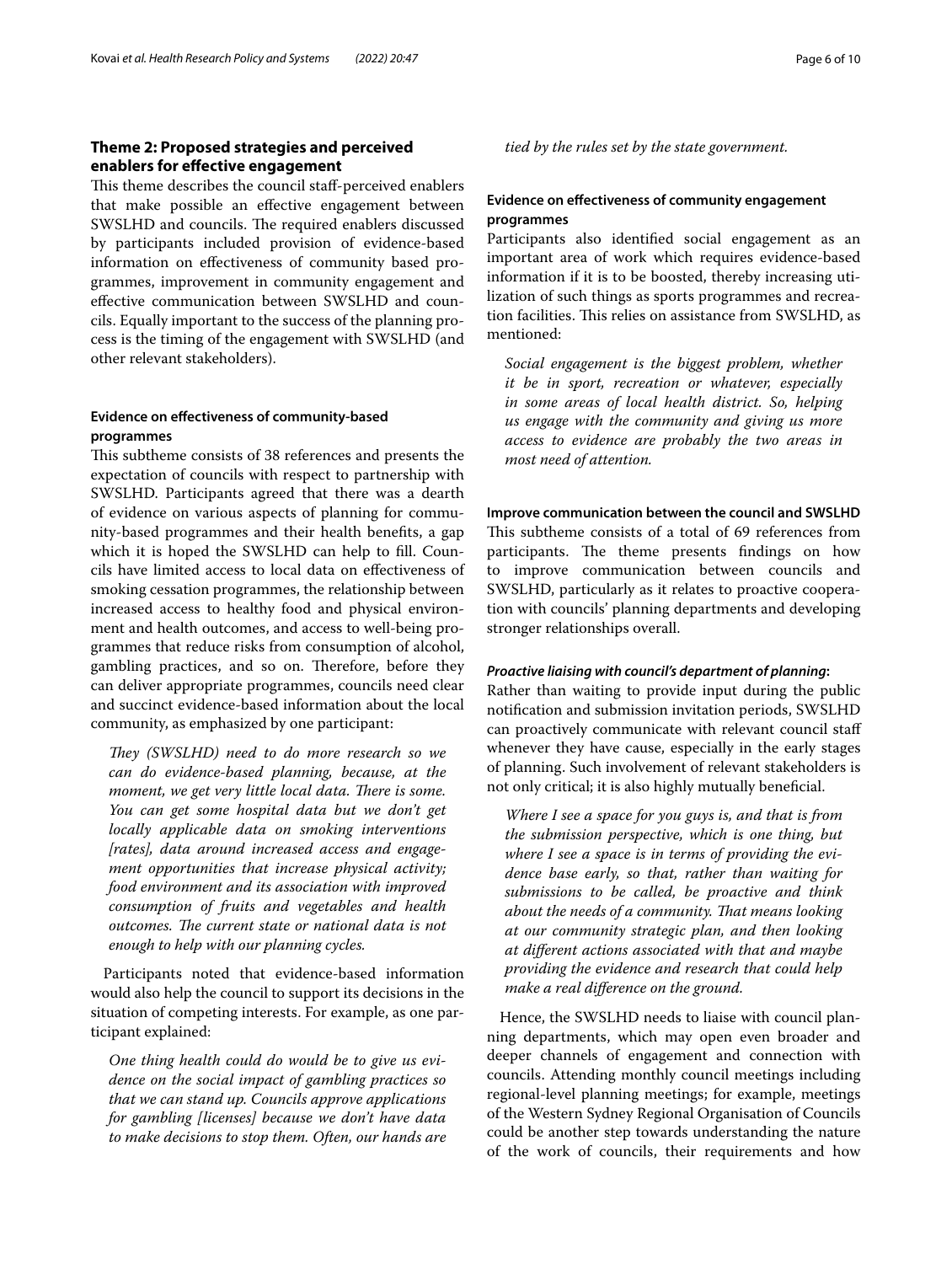## Theme 2: Proposed strategies and perceived enablers for effective engagement

This theme describes the council staff-perceived enablers that make possible an effective engagement between SWSLHD and councils. The required enablers discussed by participants included provision of evidence-based information on effectiveness of community based programmes, improvement in community engagement and effective communication between SWSLHD and councils. Equally important to the success of the planning process is the timing of the engagement with SWSLHD (and other relevant stakeholders).

### Evidence on effectiveness of community-based programmes

This subtheme consists of 38 references and presents the expectation of councils with respect to partnership with SWSLHD. Participants agreed that there was a dearth of evidence on various aspects of planning for community-based programmes and their health benefits, a gap which it is hoped the SWSLHD can help to fill. Councils have limited access to local data on effectiveness of smoking cessation programmes, the relationship between increased access to healthy food and physical environment and health outcomes, and access to well-being programmes that reduce risks from consumption of alcohol, gambling practices, and so on. Therefore, before they can deliver appropriate programmes, councils need clear and succinct evidence-based information about the local community, as emphasized by one participant:

> *They (SWSLHD) need to do more research so we can do evidence-based planning, because, at the moment, we get very little local data. There is some. You can get some hospital data but we don't get locally applicable data on smoking interventions [rates], data around increased access and engagement opportunities that increase physical activity; food environment and its association with improved consumption of fruits and vegetables and health outcomes. The current state or national data is not enough to help with our planning cycles.*

Participants noted that evidence-based information would also help the council to support its decisions in the situation of competing interests. For example, as one participant explained:

> *One thing health could do would be to give us evidence on the social impact of gambling practices so that we can stand up. Councils approve applications for gambling [licenses] because we don't have data to make decisions to stop them. Often, our hands are tied by the rules set by the state government.*

### Evidence on effectiveness of community engagement programmes

Participants also identified social engagement as an important area of work which requires evidence-based information if it is to be boosted, thereby increasing utilization of such things as sports programmes and recreation facilities. This relies on assistance from SWSLHD, as mentioned:

> *Social engagement is the biggest problem, whether it be in sport, recreation or whatever, especially in some areas of local health district. So, helping us engage with the community and giving us more access to evidence are probably the two areas in most need of attention.*

### Improve communication between the council and SWSLHD

This subtheme consists of a total of 69 references from participants. The theme presents findings on how to improve communication between councils and SWSLHD, particularly as it relates to proactive cooperation with councils' planning departments and developing stronger relationships overall.

#### *Proactive liaising with council's department of planning*:

Rather than waiting to provide input during the public notification and submission invitation periods, SWSLHD can proactively communicate with relevant council staff whenever they have cause, especially in the early stages of planning. Such involvement of relevant stakeholders is not only critical; it is also highly mutually beneficial.

> *Where I see a space for you guys is, and that is from the submission perspective, which is one thing, but where I see a space is in terms of providing the evidence base early, so that, rather than waiting for submissions to be called, be proactive and think about the needs of a community. That means looking at our community strategic plan, and then looking at different actions associated with that and maybe providing the evidence and research that could help make a real difference on the ground.*

Hence, the SWSLHD needs to liaise with council planning departments, which may open even broader and deeper channels of engagement and connection with councils. Attending monthly council meetings including regional-level planning meetings; for example, meetings of the Western Sydney Regional Organisation of Councils could be another step towards understanding the nature of the work of councils, their requirements and how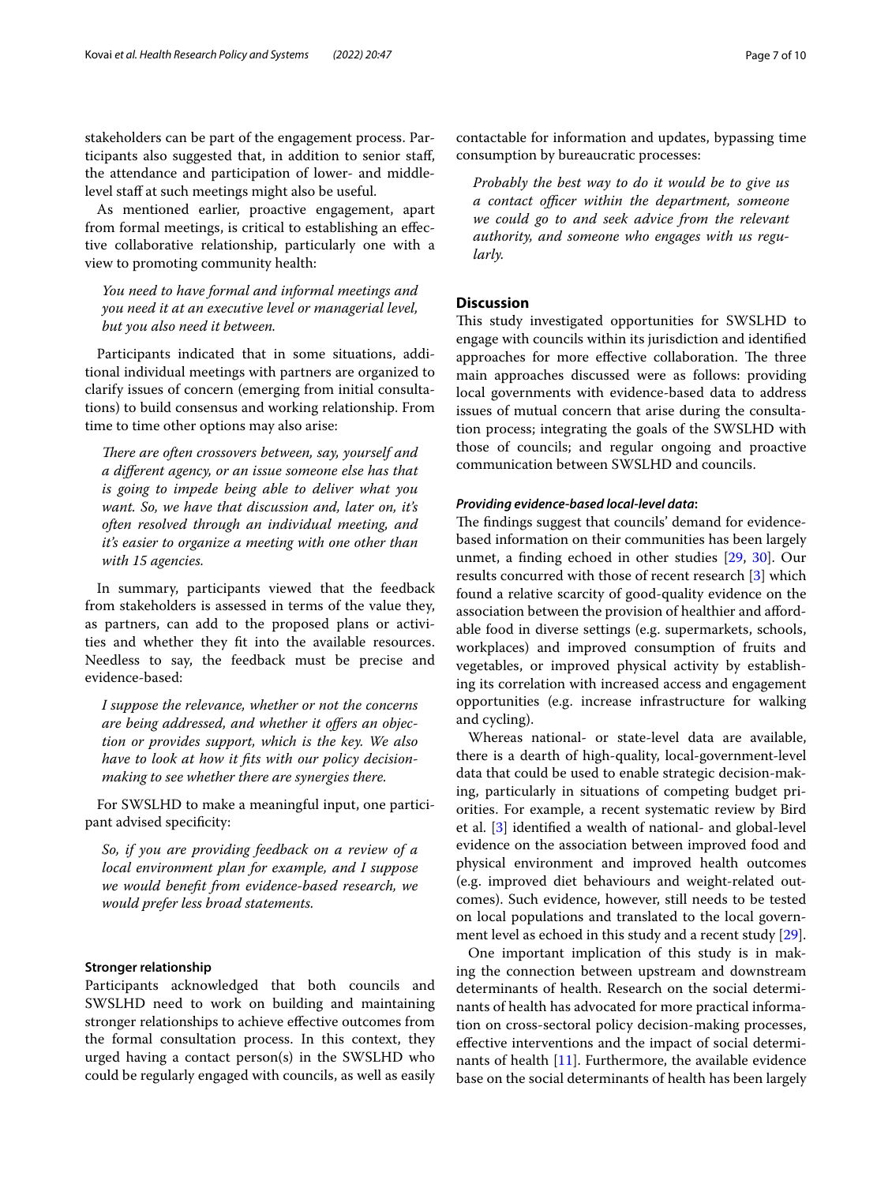stakeholders can be part of the engagement process. Participants also suggested that, in addition to senior staff, the attendance and participation of lower- and middle-level staff at such meetings might also be useful.

As mentioned earlier, proactive engagement, apart from formal meetings, is critical to establishing an effective collaborative relationship, particularly one with a view to promoting community health:

> *You need to have formal and informal meetings and you need it at an executive level or managerial level, but you also need it between.*

Participants indicated that in some situations, additional individual meetings with partners are organized to clarify issues of concern (emerging from initial consultations) to build consensus and working relationship. From time to time other options may also arise:

> *There are often crossovers between, say, yourself and a different agency, or an issue someone else has that is going to impede being able to deliver what you want. So, we have that discussion and, later on, it's often resolved through an individual meeting, and it's easier to organize a meeting with one other than with 15 agencies.*

In summary, participants viewed that the feedback from stakeholders is assessed in terms of the value they, as partners, can add to the proposed plans or activities and whether they fit into the available resources. Needless to say, the feedback must be precise and evidence-based:

> *I suppose the relevance, whether or not the concerns are being addressed, and whether it offers an objection or provides support, which is the key. We also have to look at how it fits with our policy decision-making to see whether there are synergies there.*

For SWSLHD to make a meaningful input, one participant advised specificity:

> *So, if you are providing feedback on a review of a local environment plan for example, and I suppose we would benefit from evidence-based research, we would prefer less broad statements.*

### Stronger relationship

Participants acknowledged that both councils and SWSLHD need to work on building and maintaining stronger relationships to achieve effective outcomes from the formal consultation process. In this context, they urged having a contact person(s) in the SWSLHD who could be regularly engaged with councils, as well as easily contactable for information and updates, bypassing time consumption by bureaucratic processes:

> *Probably the best way to do it would be to give us a contact officer within the department, someone we could go to and seek advice from the relevant authority, and someone who engages with us regularly.*

## Discussion

This study investigated opportunities for SWSLHD to engage with councils within its jurisdiction and identified approaches for more effective collaboration. The three main approaches discussed were as follows: providing local governments with evidence-based data to address issues of mutual concern that arise during the consultation process; integrating the goals of the SWSLHD with those of councils; and regular ongoing and proactive communication between SWSLHD and councils.

### *Providing evidence-based local-level data*:

The findings suggest that councils' demand for evidence-based information on their communities has been largely unmet, a finding echoed in other studies [29, 30]. Our results concurred with those of recent research [3] which found a relative scarcity of good-quality evidence on the association between the provision of healthier and affordable food in diverse settings (e.g. supermarkets, schools, workplaces) and improved consumption of fruits and vegetables, or improved physical activity by establishing its correlation with increased access and engagement opportunities (e.g. increase infrastructure for walking and cycling).

Whereas national- or state-level data are available, there is a dearth of high-quality, local-government-level data that could be used to enable strategic decision-making, particularly in situations of competing budget priorities. For example, a recent systematic review by Bird et al. [3] identified a wealth of national- and global-level evidence on the association between improved food and physical environment and improved health outcomes (e.g. improved diet behaviours and weight-related outcomes). Such evidence, however, still needs to be tested on local populations and translated to the local government level as echoed in this study and a recent study [29].

One important implication of this study is in making the connection between upstream and downstream determinants of health. Research on the social determinants of health has advocated for more practical information on cross-sectoral policy decision-making processes, effective interventions and the impact of social determinants of health [11]. Furthermore, the available evidence base on the social determinants of health has been largely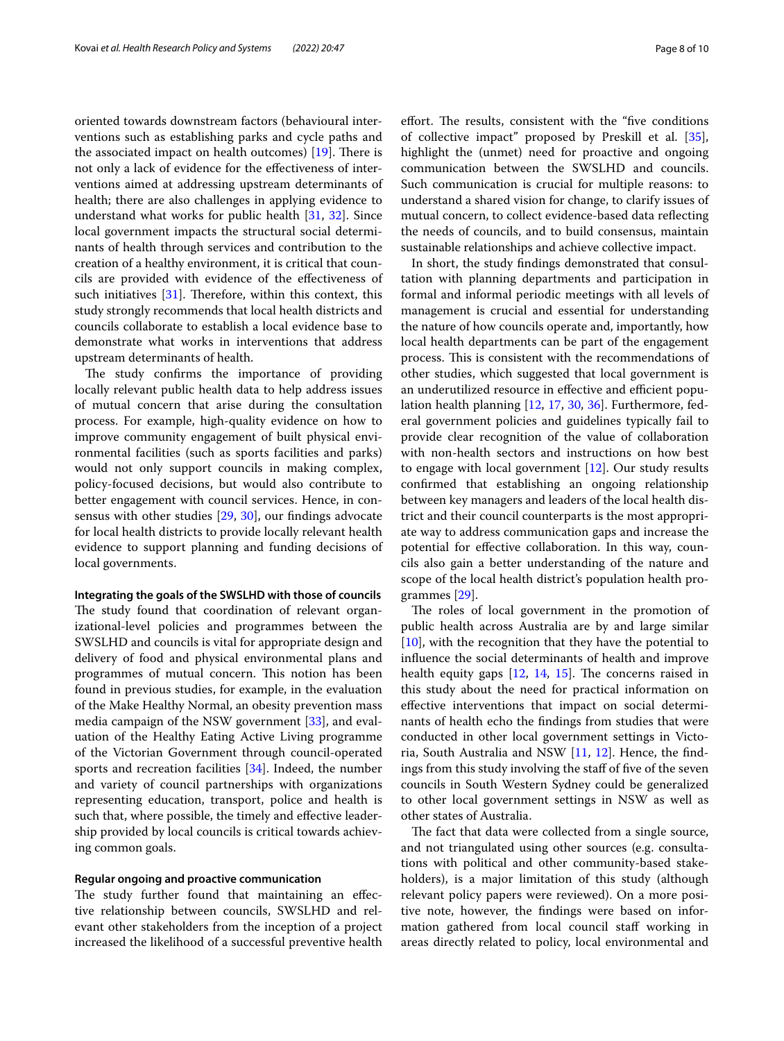oriented towards downstream factors (behavioural interventions such as establishing parks and cycle paths and the associated impact on health outcomes) [19]. There is not only a lack of evidence for the effectiveness of interventions aimed at addressing upstream determinants of health; there are also challenges in applying evidence to understand what works for public health [31, 32]. Since local government impacts the structural social determinants of health through services and contribution to the creation of a healthy environment, it is critical that councils are provided with evidence of the effectiveness of such initiatives [31]. Therefore, within this context, this study strongly recommends that local health districts and councils collaborate to establish a local evidence base to demonstrate what works in interventions that address upstream determinants of health.

The study confirms the importance of providing locally relevant public health data to help address issues of mutual concern that arise during the consultation process. For example, high-quality evidence on how to improve community engagement of built physical environmental facilities (such as sports facilities and parks) would not only support councils in making complex, policy-focused decisions, but would also contribute to better engagement with council services. Hence, in consensus with other studies [29, 30], our findings advocate for local health districts to provide locally relevant health evidence to support planning and funding decisions of local governments.

#### Integrating the goals of the SWSLHD with those of councils

The study found that coordination of relevant organizational-level policies and programmes between the SWSLHD and councils is vital for appropriate design and delivery of food and physical environmental plans and programmes of mutual concern. This notion has been found in previous studies, for example, in the evaluation of the Make Healthy Normal, an obesity prevention mass media campaign of the NSW government [33], and evaluation of the Healthy Eating Active Living programme of the Victorian Government through council-operated sports and recreation facilities [34]. Indeed, the number and variety of council partnerships with organizations representing education, transport, police and health is such that, where possible, the timely and effective leadership provided by local councils is critical towards achieving common goals.

#### Regular ongoing and proactive communication

The study further found that maintaining an effective relationship between councils, SWSLHD and relevant other stakeholders from the inception of a project increased the likelihood of a successful preventive health effort. The results, consistent with the "five conditions of collective impact" proposed by Preskill et al. [35], highlight the (unmet) need for proactive and ongoing communication between the SWSLHD and councils. Such communication is crucial for multiple reasons: to understand a shared vision for change, to clarify issues of mutual concern, to collect evidence-based data reflecting the needs of councils, and to build consensus, maintain sustainable relationships and achieve collective impact.

In short, the study findings demonstrated that consultation with planning departments and participation in formal and informal periodic meetings with all levels of management is crucial and essential for understanding the nature of how councils operate and, importantly, how local health departments can be part of the engagement process. This is consistent with the recommendations of other studies, which suggested that local government is an underutilized resource in effective and efficient population health planning [12, 17, 30, 36]. Furthermore, federal government policies and guidelines typically fail to provide clear recognition of the value of collaboration with non-health sectors and instructions on how best to engage with local government [12]. Our study results confirmed that establishing an ongoing relationship between key managers and leaders of the local health district and their council counterparts is the most appropriate way to address communication gaps and increase the potential for effective collaboration. In this way, councils also gain a better understanding of the nature and scope of the local health district's population health programmes [29].

The roles of local government in the promotion of public health across Australia are by and large similar [10], with the recognition that they have the potential to influence the social determinants of health and improve health equity gaps [12, 14, 15]. The concerns raised in this study about the need for practical information on effective interventions that impact on social determinants of health echo the findings from studies that were conducted in other local government settings in Victoria, South Australia and NSW [11, 12]. Hence, the findings from this study involving the staff of five of the seven councils in South Western Sydney could be generalized to other local government settings in NSW as well as other states of Australia.

The fact that data were collected from a single source, and not triangulated using other sources (e.g. consultations with political and other community-based stakeholders), is a major limitation of this study (although relevant policy papers were reviewed). On a more positive note, however, the findings were based on information gathered from local council staff working in areas directly related to policy, local environmental and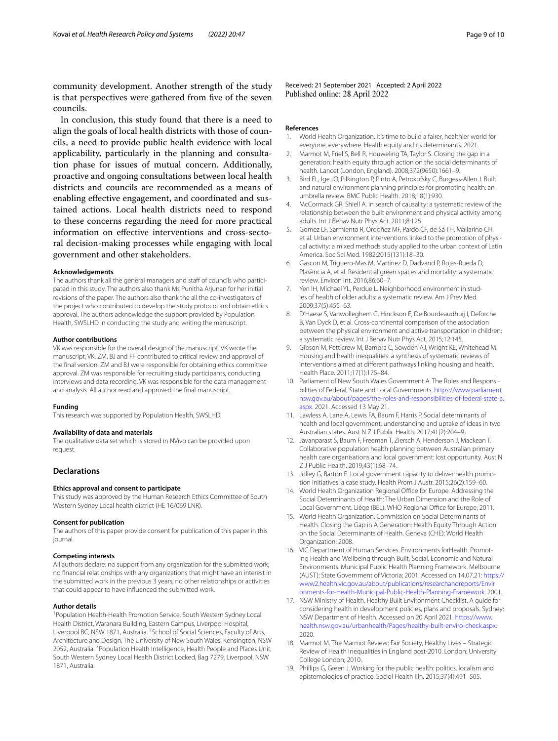community development. Another strength of the study is that perspectives were gathered from five of the seven councils.

In conclusion, this study found that there is a need to align the goals of local health districts with those of councils, a need to provide public health evidence with local applicability, particularly in the planning and consultation phase for issues of mutual concern. Additionally, proactive and ongoing consultations between local health districts and councils are recommended as a means of enabling effective engagement, and coordinated and sustained actions. Local health districts need to respond to these concerns regarding the need for more practical information on effective interventions and cross-sectoral decision-making processes while engaging with local government and other stakeholders.

#### Acknowledgements

The authors thank all the general managers and staff of councils who participated in this study. The authors also thank Ms Punitha Arjunan for her initial revisions of the paper. The authors also thank the all the co-investigators of the project who contributed to develop the study protocol and obtain ethics approval. The authors acknowledge the support provided by Population Health, SWSLHD in conducting the study and writing the manuscript.

#### Author contributions

VK was responsible for the overall design of the manuscript. VK wrote the manuscript; VK, ZM, BJ and FF contributed to critical review and approval of the final version. ZM and BJ were responsible for obtaining ethics committee approval. ZM was responsible for recruiting study participants, conducting interviews and data recording. VK was responsible for the data management and analysis. All author read and approved the final manuscript.

#### Funding

This research was supported by Population Health, SWSLHD.

#### Availability of data and materials

The qualitative data set which is stored in NVivo can be provided upon request.

## Declarations

#### Ethics approval and consent to participate

This study was approved by the Human Research Ethics Committee of South Western Sydney Local health district (HE 16/069 LNR).

#### Consent for publication

The authors of this paper provide consent for publication of this paper in this journal.

#### Competing interests

All authors declare: no support from any organization for the submitted work; no financial relationships with any organizations that might have an interest in the submitted work in the previous 3 years; no other relationships or activities that could appear to have influenced the submitted work.

#### Author details

[1]Population Health-Health Promotion Service, South Western Sydney Local Health District, Waranara Building, Eastern Campus, Liverpool Hospital, Liverpool BC, NSW 1871, Australia. [2]School of Social Sciences, Faculty of Arts, Architecture and Design, The University of New South Wales, Kensington, NSW 2052, Australia. [3]Population Health Intelligence, Health People and Places Unit, South Western Sydney Local Health District Locked, Bag 7279, Liverpool, NSW 1871, Australia.

Received: 21 September 2021 Accepted: 2 April 2022
Published online: 28 April 2022

#### References

1. World Health Organization. It's time to build a fairer, healthier world for everyone, everywhere. Health equity and its determinants. 2021.
2. Marmot M, Friel S, Bell R, Houweling TA, Taylor S. Closing the gap in a generation: health equity through action on the social determinants of health. Lancet (London, England). 2008;372(9650):1661–9.
3. Bird EL, Ige JO, Pilkington P, Pinto A, Petrokofsky C, Burgess-Allen J. Built and natural environment planning principles for promoting health: an umbrella review. BMC Public Health. 2018;18(1):930.
4. McCormack GR, Shiell A. In search of causality: a systematic review of the relationship between the built environment and physical activity among adults. Int J Behav Nutr Phys Act. 2011;8:125.
5. Gomez LF, Sarmiento R, Ordoñez MF, Pardo CF, de Sá TH, Mallarino CH, et al. Urban environment interventions linked to the promotion of physical activity: a mixed methods study applied to the urban context of Latin America. Soc Sci Med. 1982;2015(131):18–30.
6. Gascon M, Triguero-Mas M, Martínez D, Dadvand P, Rojas-Rueda D, Plasència A, et al. Residential green spaces and mortality: a systematic review. Environ Int. 2016;86:60–7.
7. Yen IH, Michael YL, Perdue L. Neighborhood environment in studies of health of older adults: a systematic review. Am J Prev Med. 2009;37(5):455–63.
8. D'Haese S, Vanwolleghem G, Hinckson E, De Bourdeaudhuij I, Deforche B, Van Dyck D, et al. Cross-continental comparison of the association between the physical environment and active transportation in children: a systematic review. Int J Behav Nutr Phys Act. 2015;12:145.
9. Gibson M, Petticrew M, Bambra C, Sowden AJ, Wright KE, Whitehead M. Housing and health inequalities: a synthesis of systematic reviews of interventions aimed at different pathways linking housing and health. Health Place. 2011;17(1):175–84.
10. Parliament of New South Wales Government A. The Roles and Responsibilities of Federal, State and Local Governments. https://www.parliament.nsw.gov.au/about/pages/the-roles-and-responsibilities-of-federal-state-a.aspx. 2021. Accessed 13 May 21.
11. Lawless A, Lane A, Lewis FA, Baum F, Harris P. Social determinants of health and local government: understanding and uptake of ideas in two Australian states. Aust N Z J Public Health. 2017;41(2):204–9.
12. Javanparast S, Baum F, Freeman T, Ziersch A, Henderson J, Mackean T. Collaborative population health planning between Australian primary health care organisations and local government: lost opportunity. Aust N Z J Public Health. 2019;43(1):68–74.
13. Jolley G, Barton E. Local government capacity to deliver health promotion initiatives: a case study. Health Prom J Austr. 2015;26(2):159–60.
14. World Health Organization Regional Office for Europe. Addressing the Social Determinants of Health: The Urban Dimension and the Role of Local Government. Liège (BEL): WHO Regional Office for Europe; 2011.
15. World Health Organization. Commission on Social Determinants of Health. Closing the Gap in A Generation: Health Equity Through Action on the Social Determinants of Health. Geneva (CHE): World Health Organization; 2008.
16. VIC Department of Human Services. Environments forHealth. Promoting Health and Wellbeing through Built, Social, Economic and Natural Environments. Municipal Public Health Planning Framework. Melbourne (AUST): State Government of Victoria; 2001. Accessed on 14.07.21: https://www2.health.vic.gov.au/about/publications/researchandreports/Environments-for-Health-Municipal-Public-Health-Planning-Framework. 2001.
17. NSW Ministry of Health. Healthy Built Environment Checklist. A guide for considering health in development policies, plans and proposals. Sydney: NSW Department of Health. Accessed on 20 April 2021. https://www.health.nsw.gov.au/urbanhealth/Pages/healthy-built-enviro-check.aspx. 2020.
18. Marmot M. The Marmot Review: Fair Society, Healthy Lives – Strategic Review of Health Inequalities in England post-2010. London: University College London; 2010.
19. Phillips G, Green J. Working for the public health: politics, localism and epistemologies of practice. Sociol Health Illn. 2015;37(4):491–505.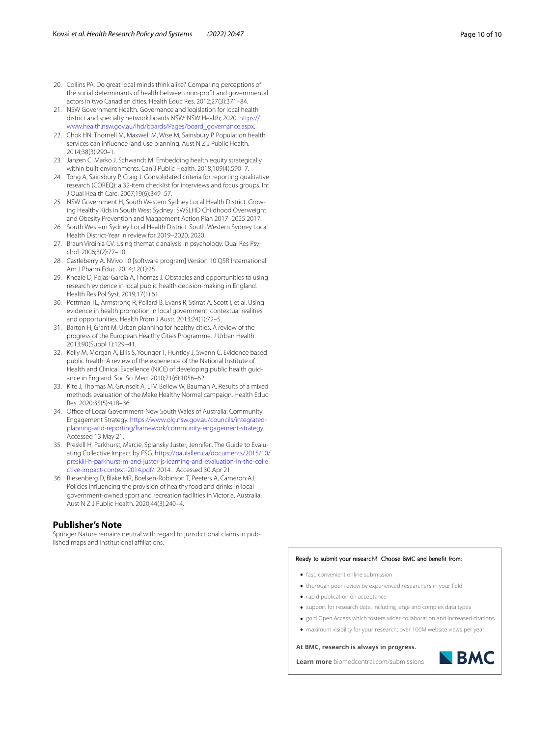20. Collins PA. Do great local minds think alike? Comparing perceptions of the social determinants of health between non-profit and governmental actors in two Canadian cities. Health Educ Res. 2012;27(3):371–84.
21. NSW Government Health. Governance and legislation for local health district and specialty network boards NSW: NSW Health; 2020. https://www.health.nsw.gov.au/lhd/boards/Pages/board_governance.aspx.
22. Chok HN, Thornell M, Maxwell M, Wise M, Sainsbury P. Population health services can influence land use planning. Aust N Z J Public Health. 2014;38(3):290–1.
23. Janzen C, Marko J, Schwandt M. Embedding health equity strategically within built environments. Can J Public Health. 2018;109(4):590–7.
24. Tong A, Sainsbury P, Craig J. Consolidated criteria for reporting qualitative research (COREQ): a 32-item checklist for interviews and focus groups. Int J Qual Health Care. 2007;19(6):349–57.
25. NSW Government H, South Western Sydney Local Health District. Growing Healthy Kids in South West Sydney: SWSLHD Childhood Overweight and Obesity Prevention and Magaement Action Plan 2017–2025 2017.
26. South Western Sydney Local Health District. South Western Sydney Local Health District-Year in review for 2019–2020. 2020.
27. Braun Virginia CV. Using thematic analysis in psychology. Qual Res Psychol. 2006;3(2):77–101.
28. Castleberry A. NVivo 10 [software program] Version 10 QSR International. Am J Pharm Educ. 2014;12(1):25.
29. Kneale D, Rojas-García A, Thomas J. Obstacles and opportunities to using research evidence in local public health decision-making in England. Health Res Pol Syst. 2019;17(1):61.
30. Pettman TL, Armstrong R, Pollard B, Evans R, Stirrat A, Scott I, et al. Using evidence in health promotion in local government: contextual realities and opportunities. Health Prom J Austr. 2013;24(1):72–5.
31. Barton H, Grant M. Urban planning for healthy cities. A review of the progress of the European Healthy Cities Programme. J Urban Health. 2013;90(Suppl 1):129–41.
32. Kelly M, Morgan A, Ellis S, Younger T, Huntley J, Swann C. Evidence based public health: A review of the experience of the National Institute of Health and Clinical Excellence (NICE) of developing public health guidance in England. Soc Sci Med. 2010;71(6):1056–62.
33. Kite J, Thomas M, Grunseit A, Li V, Bellew W, Bauman A. Results of a mixed methods evaluation of the Make Healthy Normal campaign. Health Educ Res. 2020;35(5):418–36.
34. Office of Local Government-New South Wales of Australia. Community Engagement Strategy. https://www.olg.nsw.gov.au/councils/integrated-planning-and-reporting/framework/community-engagement-strategy. Accessed 13 May 21.
35. Preskill H, Parkhurst, Marcie, Splansky Juster, Jennifer,. The Guide to Evaluating Collective Impact by FSG. https://paulallen.ca/documents/2015/10/preskill-h-parkhurst-m-and-juster-js-learning-and-evaluation-in-the-collective-impact-context-2014.pdf/. 2014. . Accessed 30 Apr 21
36. Riesenberg D, Blake MR, Boelsen-Robinson T, Peeters A, Cameron AJ. Policies influencing the provision of healthy food and drinks in local government-owned sport and recreation facilities in Victoria, Australia. Aust N Z J Public Health. 2020;44(3):240–4.

## Publisher's Note

Springer Nature remains neutral with regard to jurisdictional claims in published maps and institutional affiliations.

Ready to submit your research? Choose BMC and benefit from:

- fast, convenient online submission
- thorough peer review by experienced researchers in your field
- rapid publication on acceptance
- support for research data, including large and complex data types
- gold Open Access which fosters wider collaboration and increased citations
- maximum visibility for your research: over 100M website views per year

**At BMC, research is always in progress.**

**Learn more** biomedcentral.com/submissions

BMC